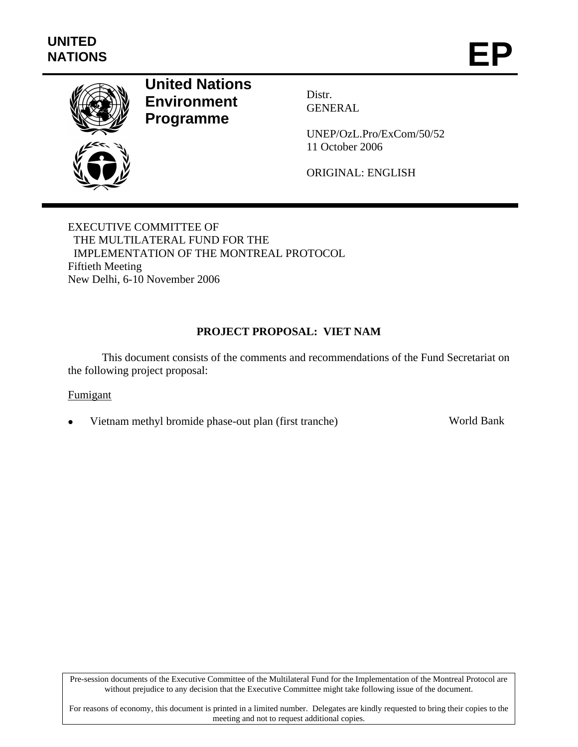UNITED NATIONS

# EP

**United Nations Environment Programme**

Distr.
GENERAL

UNEP/OzL.Pro/ExCom/50/52
11 October 2006

ORIGINAL: ENGLISH

EXECUTIVE COMMITTEE OF
THE MULTILATERAL FUND FOR THE
IMPLEMENTATION OF THE MONTREAL PROTOCOL
Fiftieth Meeting
New Delhi, 6-10 November 2006

## PROJECT PROPOSAL: VIET NAM

This document consists of the comments and recommendations of the Fund Secretariat on the following project proposal:

Fumigant

- Vietnam methyl bromide phase-out plan (first tranche) World Bank

Pre-session documents of the Executive Committee of the Multilateral Fund for the Implementation of the Montreal Protocol are without prejudice to any decision that the Executive Committee might take following issue of the document.

For reasons of economy, this document is printed in a limited number. Delegates are kindly requested to bring their copies to the meeting and not to request additional copies.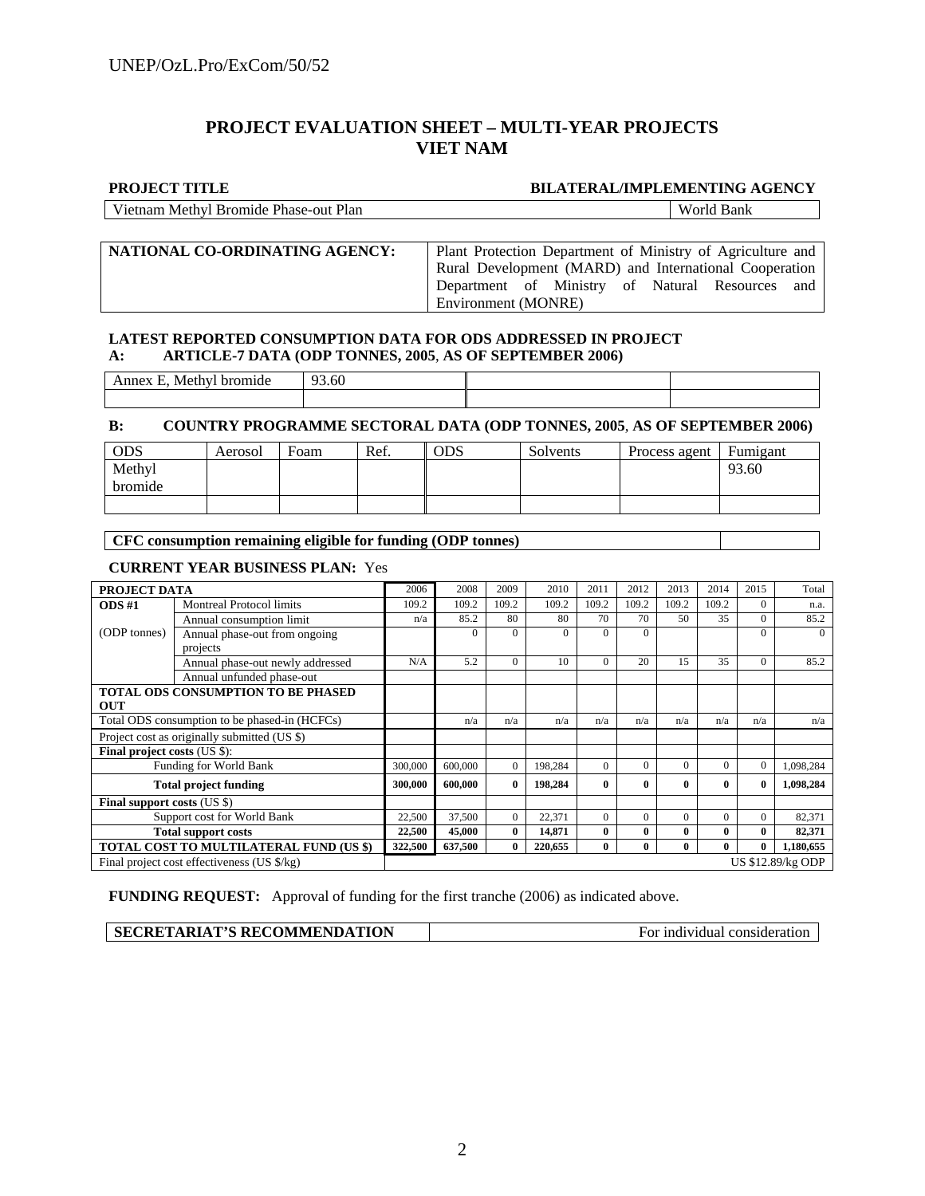# PROJECT EVALUATION SHEET – MULTI-YEAR PROJECTS
# VIET NAM

| PROJECT TITLE | BILATERAL/IMPLEMENTING AGENCY |
|---|---|
| Vietnam Methyl Bromide Phase-out Plan | World Bank |

| NATIONAL CO-ORDINATING AGENCY: | Plant Protection Department of Ministry of Agriculture and Rural Development (MARD) and International Cooperation Department of Ministry of Natural Resources and Environment (MONRE) |
|---|---|

**LATEST REPORTED CONSUMPTION DATA FOR ODS ADDRESSED IN PROJECT**

**A: ARTICLE-7 DATA (ODP TONNES, 2005, AS OF SEPTEMBER 2006)**

| Annex E, Methyl bromide | 93.60 | | |
|---|---|---|---|
| | | | |

**B: COUNTRY PROGRAMME SECTORAL DATA (ODP TONNES, 2005, AS OF SEPTEMBER 2006)**

| ODS | Aerosol | Foam | Ref. | ODS | Solvents | Process agent | Fumigant |
|---|---|---|---|---|---|---|---|
| Methyl bromide | | | | | | | 93.60 |
| | | | | | | | |

| CFC consumption remaining eligible for funding (ODP tonnes) | |
|---|---|

**CURRENT YEAR BUSINESS PLAN:** Yes

| PROJECT DATA | | 2006 | 2008 | 2009 | 2010 | 2011 | 2012 | 2013 | 2014 | 2015 | Total |
|---|---|---|---|---|---|---|---|---|---|---|---|
| **ODS #1** | Montreal Protocol limits | 109.2 | 109.2 | 109.2 | 109.2 | 109.2 | 109.2 | 109.2 | 109.2 | 0 | n.a. |
| | Annual consumption limit | n/a | 85.2 | 80 | 80 | 70 | 70 | 50 | 35 | 0 | 85.2 |
| (ODP tonnes) | Annual phase-out from ongoing projects | | 0 | 0 | 0 | 0 | 0 | | | 0 | 0 |
| | Annual phase-out newly addressed | N/A | 5.2 | 0 | 10 | 0 | 20 | 15 | 35 | 0 | 85.2 |
| | Annual unfunded phase-out | | | | | | | | | | |
| **TOTAL ODS CONSUMPTION TO BE PHASED OUT** | | | | | | | | | | | |
| Total ODS consumption to be phased-in (HCFCs) | | | n/a | n/a | n/a | n/a | n/a | n/a | n/a | n/a | n/a |
| Project cost as originally submitted (US $) | | | | | | | | | | | |
| **Final project costs** (US $): | | | | | | | | | | | |
| Funding for World Bank | | 300,000 | 600,000 | 0 | 198,284 | 0 | 0 | 0 | 0 | 0 | 1,098,284 |
| **Total project funding** | | **300,000** | **600,000** | **0** | **198,284** | **0** | **0** | **0** | **0** | **0** | **1,098,284** |
| **Final support costs** (US $) | | | | | | | | | | | |
| Support cost for World Bank | | 22,500 | 37,500 | 0 | 22,371 | 0 | 0 | 0 | 0 | 0 | 82,371 |
| **Total support costs** | | **22,500** | **45,000** | **0** | **14,871** | **0** | **0** | **0** | **0** | **0** | **82,371** |
| **TOTAL COST TO MULTILATERAL FUND (US $)** | | **322,500** | **637,500** | **0** | **220,655** | **0** | **0** | **0** | **0** | **0** | **1,180,655** |
| Final project cost effectiveness (US $/kg) | | | | | | | | | | | US $12.89/kg ODP |

**FUNDING REQUEST:** Approval of funding for the first tranche (2006) as indicated above.

| SECRETARIAT'S RECOMMENDATION | For individual consideration |
|---|---|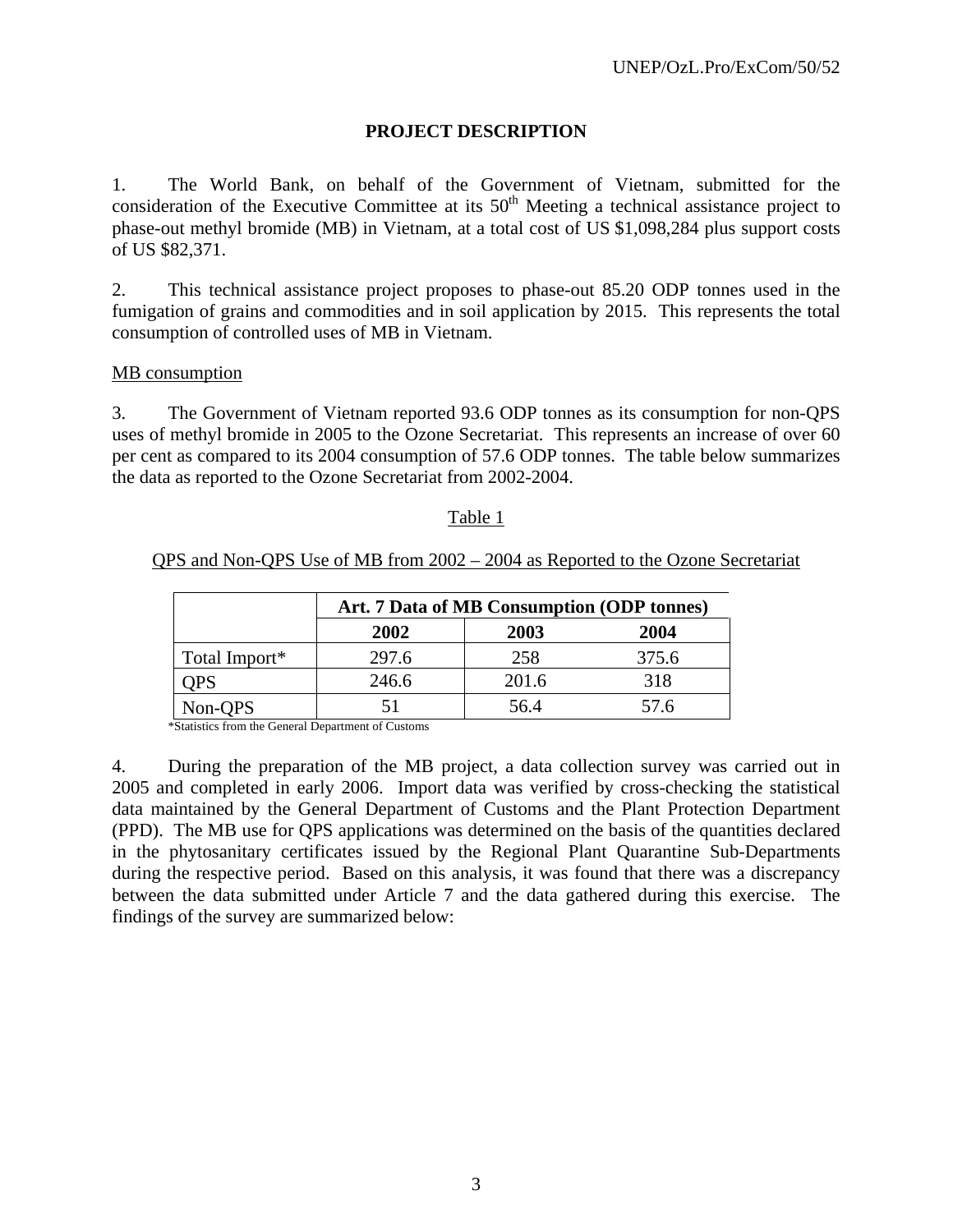## PROJECT DESCRIPTION

1. The World Bank, on behalf of the Government of Vietnam, submitted for the consideration of the Executive Committee at its 50[th] Meeting a technical assistance project to phase-out methyl bromide (MB) in Vietnam, at a total cost of US $1,098,284 plus support costs of US $82,371.

2. This technical assistance project proposes to phase-out 85.20 ODP tonnes used in the fumigation of grains and commodities and in soil application by 2015. This represents the total consumption of controlled uses of MB in Vietnam.

MB consumption

3. The Government of Vietnam reported 93.6 ODP tonnes as its consumption for non-QPS uses of methyl bromide in 2005 to the Ozone Secretariat. This represents an increase of over 60 per cent as compared to its 2004 consumption of 57.6 ODP tonnes. The table below summarizes the data as reported to the Ozone Secretariat from 2002-2004.

Table 1

QPS and Non-QPS Use of MB from 2002 – 2004 as Reported to the Ozone Secretariat

| | Art. 7 Data of MB Consumption (ODP tonnes) | | |
|---|---|---|---|
| | **2002** | **2003** | **2004** |
| Total Import* | 297.6 | 258 | 375.6 |
| QPS | 246.6 | 201.6 | 318 |
| Non-QPS | 51 | 56.4 | 57.6 |

*Statistics from the General Department of Customs

4. During the preparation of the MB project, a data collection survey was carried out in 2005 and completed in early 2006. Import data was verified by cross-checking the statistical data maintained by the General Department of Customs and the Plant Protection Department (PPD). The MB use for QPS applications was determined on the basis of the quantities declared in the phytosanitary certificates issued by the Regional Plant Quarantine Sub-Departments during the respective period. Based on this analysis, it was found that there was a discrepancy between the data submitted under Article 7 and the data gathered during this exercise. The findings of the survey are summarized below: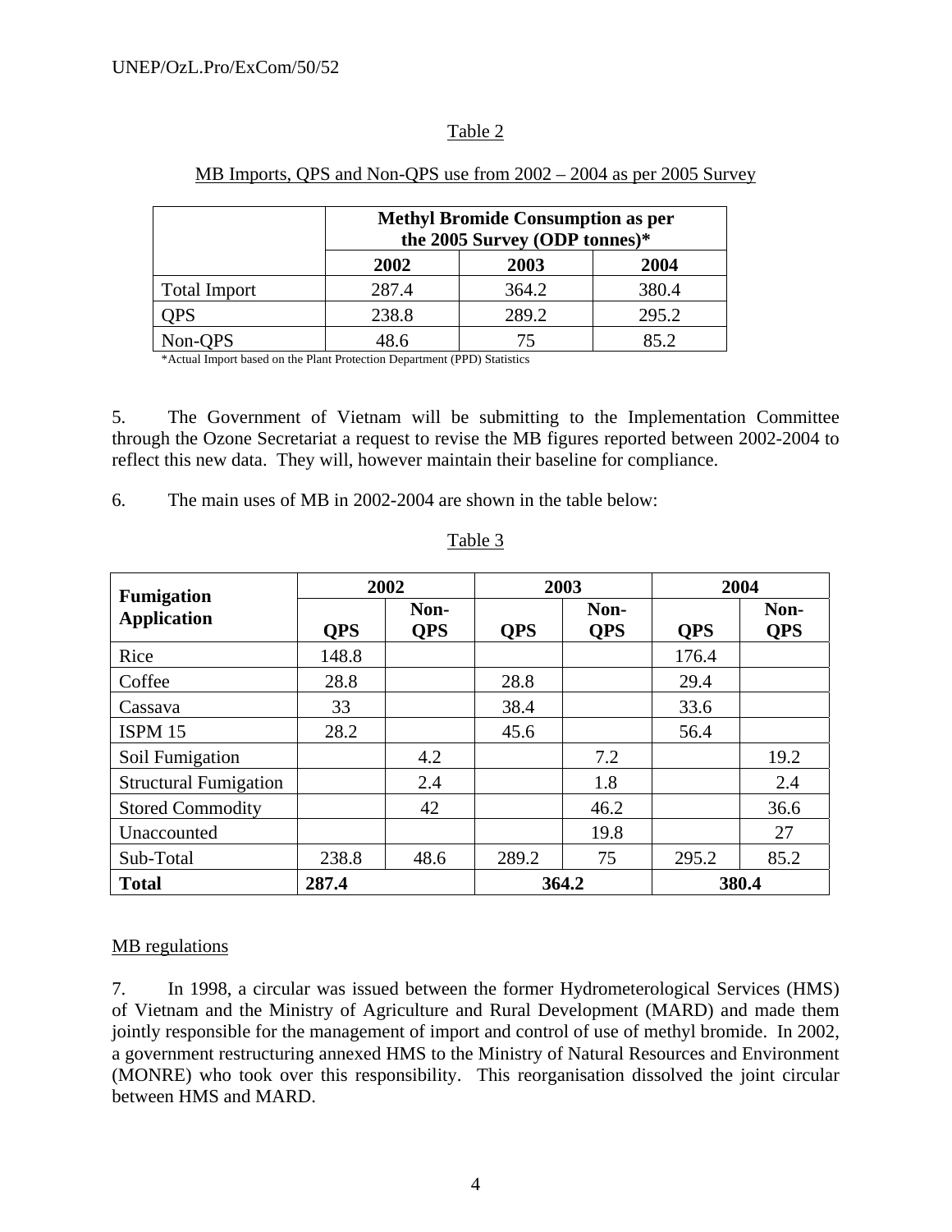Table 2

MB Imports, QPS and Non-QPS use from 2002 – 2004 as per 2005 Survey

| | Methyl Bromide Consumption as per the 2005 Survey (ODP tonnes)* | | |
|---|---|---|---|
| | 2002 | 2003 | 2004 |
| Total Import | 287.4 | 364.2 | 380.4 |
| QPS | 238.8 | 289.2 | 295.2 |
| Non-QPS | 48.6 | 75 | 85.2 |

*Actual Import based on the Plant Protection Department (PPD) Statistics

5. The Government of Vietnam will be submitting to the Implementation Committee through the Ozone Secretariat a request to revise the MB figures reported between 2002-2004 to reflect this new data. They will, however maintain their baseline for compliance.

6. The main uses of MB in 2002-2004 are shown in the table below:

Table 3

| Fumigation Application | 2002 | | 2003 | | 2004 | |
|---|---|---|---|---|---|---|
| | QPS | Non-QPS | QPS | Non-QPS | QPS | Non-QPS |
| Rice | 148.8 | | | | 176.4 | |
| Coffee | 28.8 | | 28.8 | | 29.4 | |
| Cassava | 33 | | 38.4 | | 33.6 | |
| ISPM 15 | 28.2 | | 45.6 | | 56.4 | |
| Soil Fumigation | | 4.2 | | 7.2 | | 19.2 |
| Structural Fumigation | | 2.4 | | 1.8 | | 2.4 |
| Stored Commodity | | 42 | | 46.2 | | 36.6 |
| Unaccounted | | | | 19.8 | | 27 |
| Sub-Total | 238.8 | 48.6 | 289.2 | 75 | 295.2 | 85.2 |
| **Total** | **287.4** | | **364.2** | | **380.4** | |

MB regulations

7. In 1998, a circular was issued between the former Hydrometerological Services (HMS) of Vietnam and the Ministry of Agriculture and Rural Development (MARD) and made them jointly responsible for the management of import and control of use of methyl bromide. In 2002, a government restructuring annexed HMS to the Ministry of Natural Resources and Environment (MONRE) who took over this responsibility. This reorganisation dissolved the joint circular between HMS and MARD.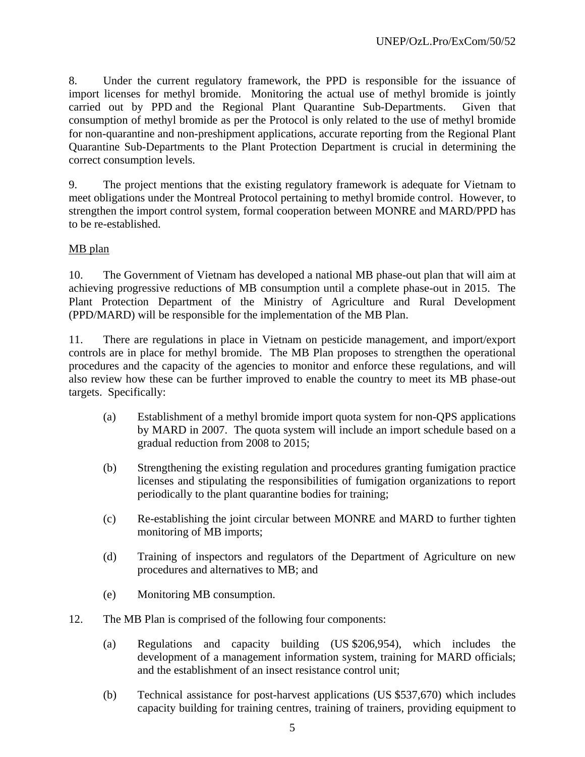8. Under the current regulatory framework, the PPD is responsible for the issuance of import licenses for methyl bromide. Monitoring the actual use of methyl bromide is jointly carried out by PPD and the Regional Plant Quarantine Sub-Departments. Given that consumption of methyl bromide as per the Protocol is only related to the use of methyl bromide for non-quarantine and non-preshipment applications, accurate reporting from the Regional Plant Quarantine Sub-Departments to the Plant Protection Department is crucial in determining the correct consumption levels.

9. The project mentions that the existing regulatory framework is adequate for Vietnam to meet obligations under the Montreal Protocol pertaining to methyl bromide control. However, to strengthen the import control system, formal cooperation between MONRE and MARD/PPD has to be re-established.

MB plan

10. The Government of Vietnam has developed a national MB phase-out plan that will aim at achieving progressive reductions of MB consumption until a complete phase-out in 2015. The Plant Protection Department of the Ministry of Agriculture and Rural Development (PPD/MARD) will be responsible for the implementation of the MB Plan.

11. There are regulations in place in Vietnam on pesticide management, and import/export controls are in place for methyl bromide. The MB Plan proposes to strengthen the operational procedures and the capacity of the agencies to monitor and enforce these regulations, and will also review how these can be further improved to enable the country to meet its MB phase-out targets. Specifically:

(a) Establishment of a methyl bromide import quota system for non-QPS applications by MARD in 2007. The quota system will include an import schedule based on a gradual reduction from 2008 to 2015;

(b) Strengthening the existing regulation and procedures granting fumigation practice licenses and stipulating the responsibilities of fumigation organizations to report periodically to the plant quarantine bodies for training;

(c) Re-establishing the joint circular between MONRE and MARD to further tighten monitoring of MB imports;

(d) Training of inspectors and regulators of the Department of Agriculture on new procedures and alternatives to MB; and

(e) Monitoring MB consumption.

12. The MB Plan is comprised of the following four components:

(a) Regulations and capacity building (US $206,954), which includes the development of a management information system, training for MARD officials; and the establishment of an insect resistance control unit;

(b) Technical assistance for post-harvest applications (US $537,670) which includes capacity building for training centres, training of trainers, providing equipment to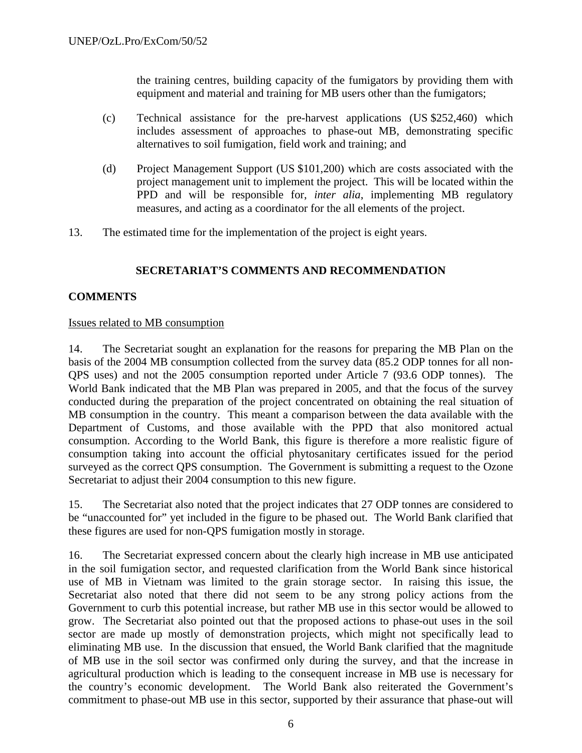the training centres, building capacity of the fumigators by providing them with equipment and material and training for MB users other than the fumigators;

(c) Technical assistance for the pre-harvest applications (US $252,460) which includes assessment of approaches to phase-out MB, demonstrating specific alternatives to soil fumigation, field work and training; and

(d) Project Management Support (US $101,200) which are costs associated with the project management unit to implement the project. This will be located within the PPD and will be responsible for, *inter alia*, implementing MB regulatory measures, and acting as a coordinator for the all elements of the project.

13. The estimated time for the implementation of the project is eight years.

## SECRETARIAT'S COMMENTS AND RECOMMENDATION

### COMMENTS

Issues related to MB consumption

14. The Secretariat sought an explanation for the reasons for preparing the MB Plan on the basis of the 2004 MB consumption collected from the survey data (85.2 ODP tonnes for all non-QPS uses) and not the 2005 consumption reported under Article 7 (93.6 ODP tonnes). The World Bank indicated that the MB Plan was prepared in 2005, and that the focus of the survey conducted during the preparation of the project concentrated on obtaining the real situation of MB consumption in the country. This meant a comparison between the data available with the Department of Customs, and those available with the PPD that also monitored actual consumption. According to the World Bank, this figure is therefore a more realistic figure of consumption taking into account the official phytosanitary certificates issued for the period surveyed as the correct QPS consumption. The Government is submitting a request to the Ozone Secretariat to adjust their 2004 consumption to this new figure.

15. The Secretariat also noted that the project indicates that 27 ODP tonnes are considered to be "unaccounted for" yet included in the figure to be phased out. The World Bank clarified that these figures are used for non-QPS fumigation mostly in storage.

16. The Secretariat expressed concern about the clearly high increase in MB use anticipated in the soil fumigation sector, and requested clarification from the World Bank since historical use of MB in Vietnam was limited to the grain storage sector. In raising this issue, the Secretariat also noted that there did not seem to be any strong policy actions from the Government to curb this potential increase, but rather MB use in this sector would be allowed to grow. The Secretariat also pointed out that the proposed actions to phase-out uses in the soil sector are made up mostly of demonstration projects, which might not specifically lead to eliminating MB use. In the discussion that ensued, the World Bank clarified that the magnitude of MB use in the soil sector was confirmed only during the survey, and that the increase in agricultural production which is leading to the consequent increase in MB use is necessary for the country's economic development. The World Bank also reiterated the Government's commitment to phase-out MB use in this sector, supported by their assurance that phase-out will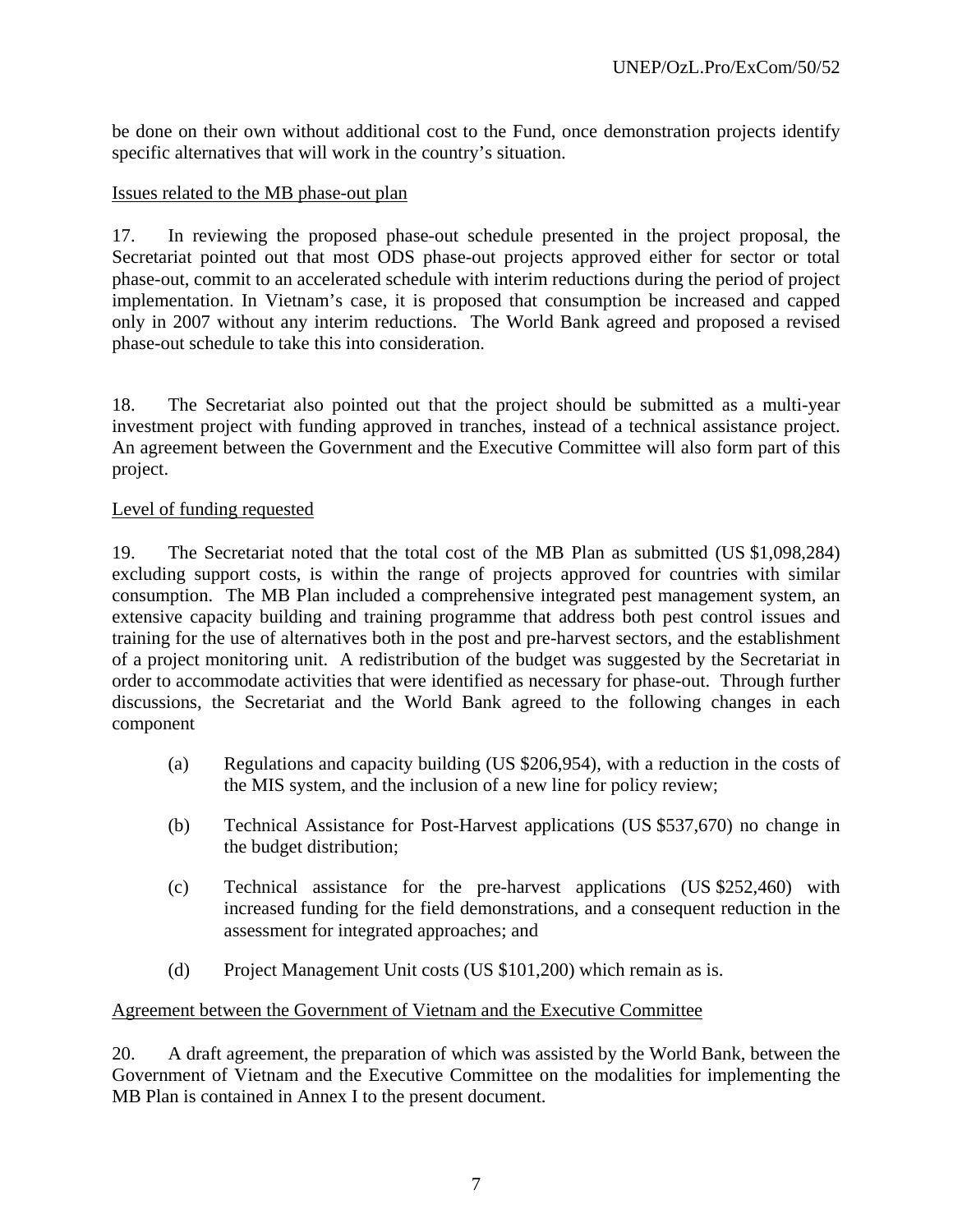be done on their own without additional cost to the Fund, once demonstration projects identify specific alternatives that will work in the country's situation.

Issues related to the MB phase-out plan

17. In reviewing the proposed phase-out schedule presented in the project proposal, the Secretariat pointed out that most ODS phase-out projects approved either for sector or total phase-out, commit to an accelerated schedule with interim reductions during the period of project implementation. In Vietnam's case, it is proposed that consumption be increased and capped only in 2007 without any interim reductions. The World Bank agreed and proposed a revised phase-out schedule to take this into consideration.

18. The Secretariat also pointed out that the project should be submitted as a multi-year investment project with funding approved in tranches, instead of a technical assistance project. An agreement between the Government and the Executive Committee will also form part of this project.

Level of funding requested

19. The Secretariat noted that the total cost of the MB Plan as submitted (US $1,098,284) excluding support costs, is within the range of projects approved for countries with similar consumption. The MB Plan included a comprehensive integrated pest management system, an extensive capacity building and training programme that address both pest control issues and training for the use of alternatives both in the post and pre-harvest sectors, and the establishment of a project monitoring unit. A redistribution of the budget was suggested by the Secretariat in order to accommodate activities that were identified as necessary for phase-out. Through further discussions, the Secretariat and the World Bank agreed to the following changes in each component

(a) Regulations and capacity building (US $206,954), with a reduction in the costs of the MIS system, and the inclusion of a new line for policy review;

(b) Technical Assistance for Post-Harvest applications (US $537,670) no change in the budget distribution;

(c) Technical assistance for the pre-harvest applications (US $252,460) with increased funding for the field demonstrations, and a consequent reduction in the assessment for integrated approaches; and

(d) Project Management Unit costs (US $101,200) which remain as is.

Agreement between the Government of Vietnam and the Executive Committee

20. A draft agreement, the preparation of which was assisted by the World Bank, between the Government of Vietnam and the Executive Committee on the modalities for implementing the MB Plan is contained in Annex I to the present document.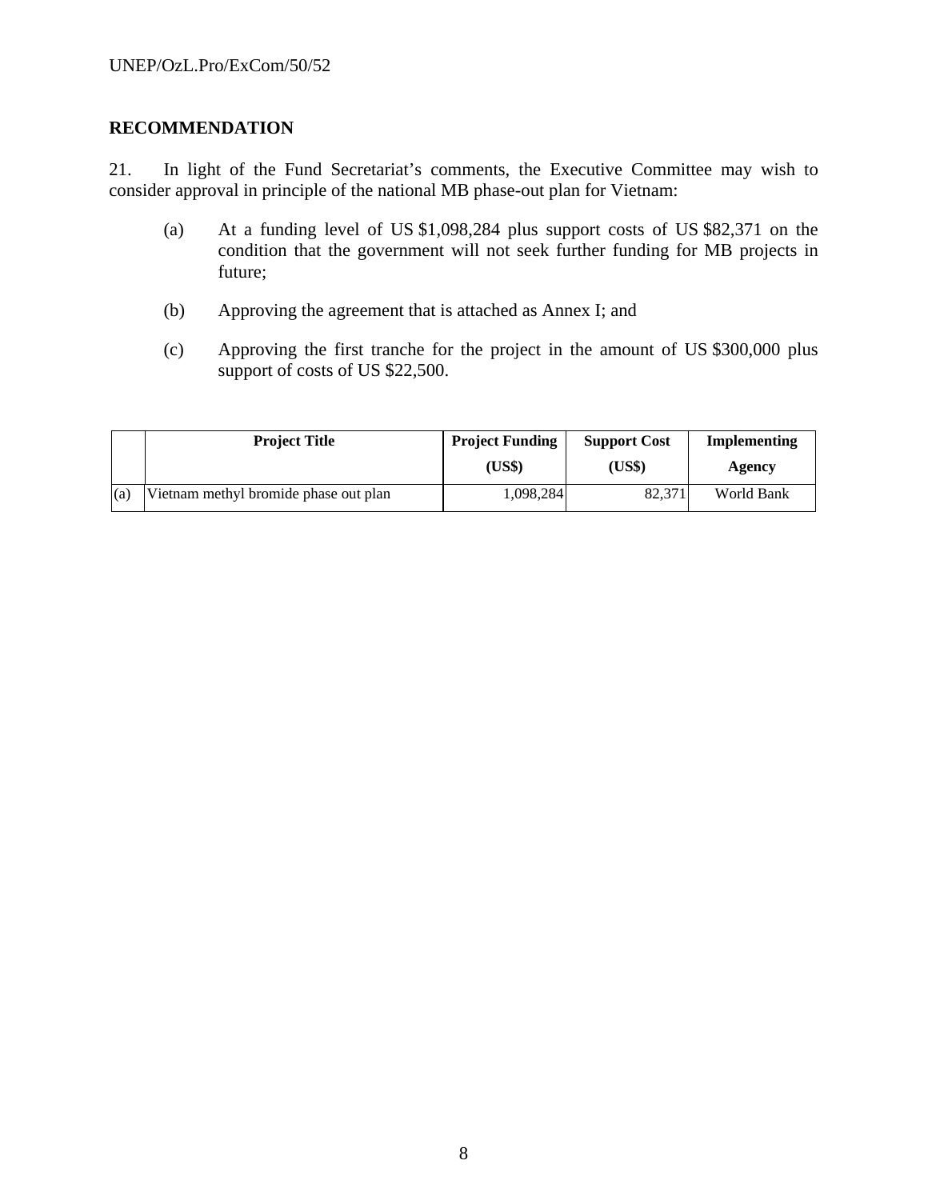## RECOMMENDATION

21. In light of the Fund Secretariat's comments, the Executive Committee may wish to consider approval in principle of the national MB phase-out plan for Vietnam:

(a) At a funding level of US $1,098,284 plus support costs of US $82,371 on the condition that the government will not seek further funding for MB projects in future;

(b) Approving the agreement that is attached as Annex I; and

(c) Approving the first tranche for the project in the amount of US $300,000 plus support of costs of US $22,500.

| | Project Title | Project Funding (US$) | Support Cost (US$) | Implementing Agency |
|---|---|---|---|---|
| (a) | Vietnam methyl bromide phase out plan | 1,098,284 | 82,371 | World Bank |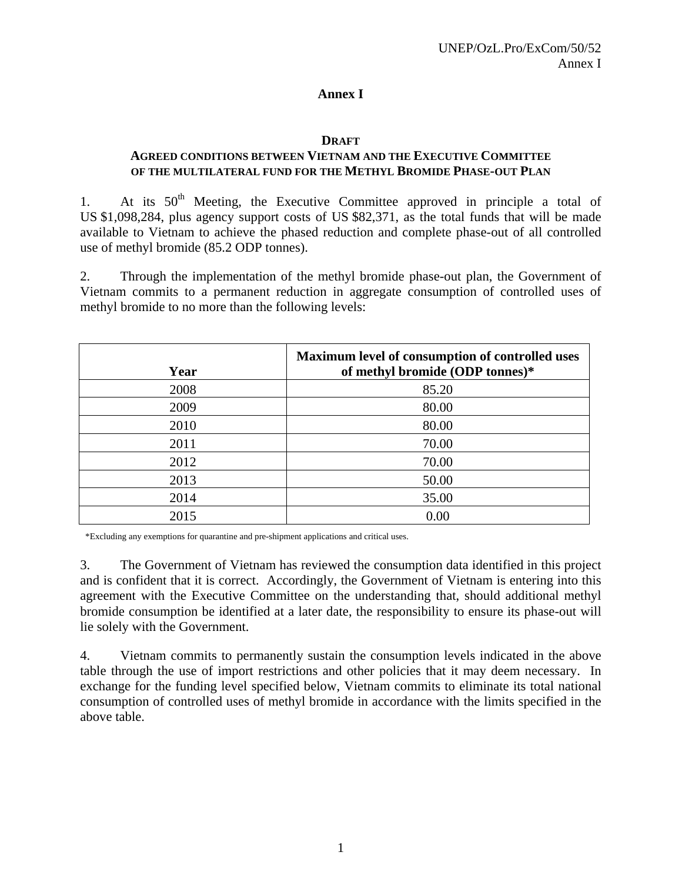# Annex I

**DRAFT**

**AGREED CONDITIONS BETWEEN VIETNAM AND THE EXECUTIVE COMMITTEE OF THE MULTILATERAL FUND FOR THE METHYL BROMIDE PHASE-OUT PLAN**

1. At its 50th Meeting, the Executive Committee approved in principle a total of US $1,098,284, plus agency support costs of US $82,371, as the total funds that will be made available to Vietnam to achieve the phased reduction and complete phase-out of all controlled use of methyl bromide (85.2 ODP tonnes).

2. Through the implementation of the methyl bromide phase-out plan, the Government of Vietnam commits to a permanent reduction in aggregate consumption of controlled uses of methyl bromide to no more than the following levels:

| Year | Maximum level of consumption of controlled uses of methyl bromide (ODP tonnes)* |
|---|---|
| 2008 | 85.20 |
| 2009 | 80.00 |
| 2010 | 80.00 |
| 2011 | 70.00 |
| 2012 | 70.00 |
| 2013 | 50.00 |
| 2014 | 35.00 |
| 2015 | 0.00 |

*Excluding any exemptions for quarantine and pre-shipment applications and critical uses.

3. The Government of Vietnam has reviewed the consumption data identified in this project and is confident that it is correct. Accordingly, the Government of Vietnam is entering into this agreement with the Executive Committee on the understanding that, should additional methyl bromide consumption be identified at a later date, the responsibility to ensure its phase-out will lie solely with the Government.

4. Vietnam commits to permanently sustain the consumption levels indicated in the above table through the use of import restrictions and other policies that it may deem necessary. In exchange for the funding level specified below, Vietnam commits to eliminate its total national consumption of controlled uses of methyl bromide in accordance with the limits specified in the above table.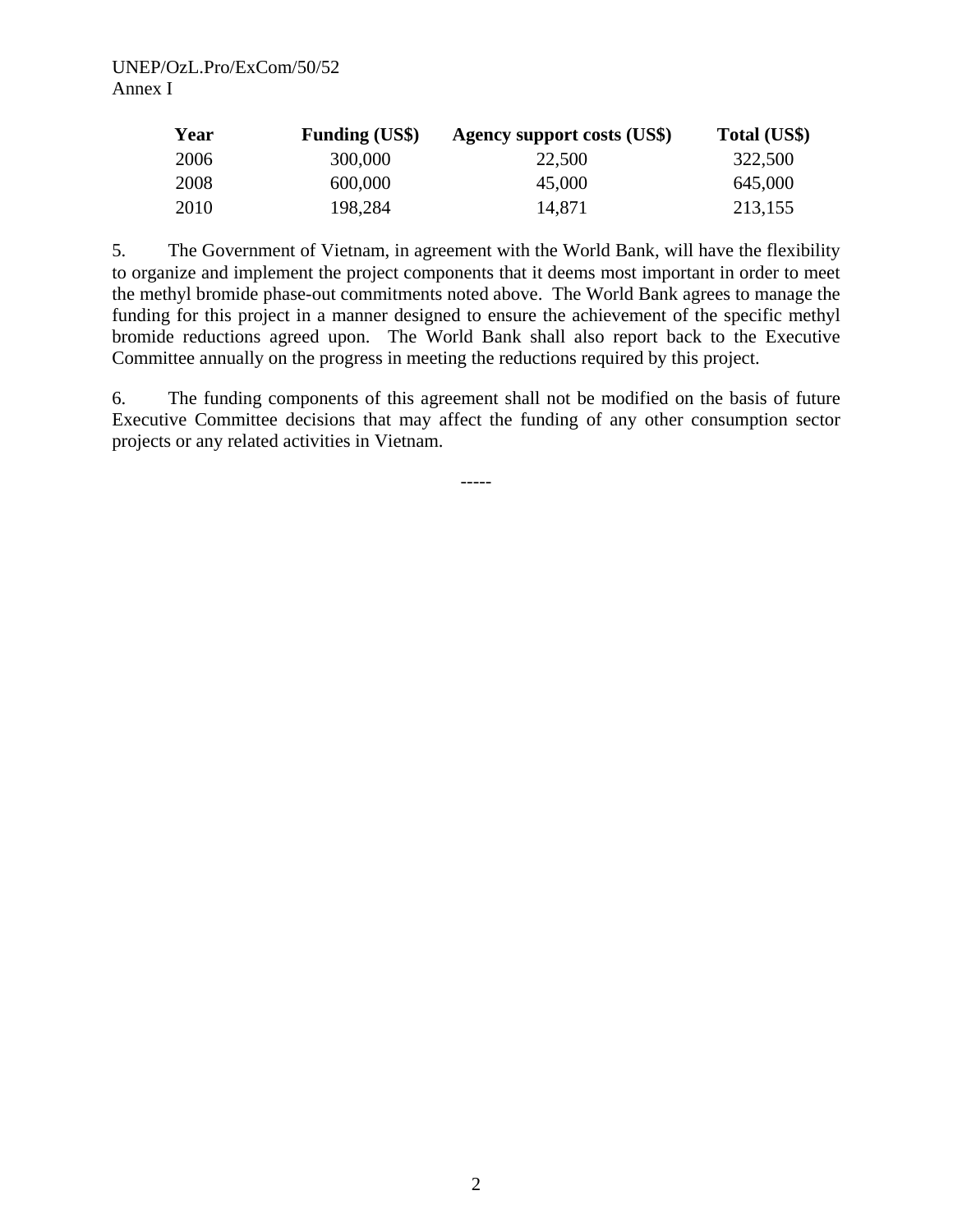| Year | Funding (US$) | Agency support costs (US$) | Total (US$) |
|---|---|---|---|
| 2006 | 300,000 | 22,500 | 322,500 |
| 2008 | 600,000 | 45,000 | 645,000 |
| 2010 | 198,284 | 14,871 | 213,155 |

5. The Government of Vietnam, in agreement with the World Bank, will have the flexibility to organize and implement the project components that it deems most important in order to meet the methyl bromide phase-out commitments noted above. The World Bank agrees to manage the funding for this project in a manner designed to ensure the achievement of the specific methyl bromide reductions agreed upon. The World Bank shall also report back to the Executive Committee annually on the progress in meeting the reductions required by this project.

6. The funding components of this agreement shall not be modified on the basis of future Executive Committee decisions that may affect the funding of any other consumption sector projects or any related activities in Vietnam.

-----